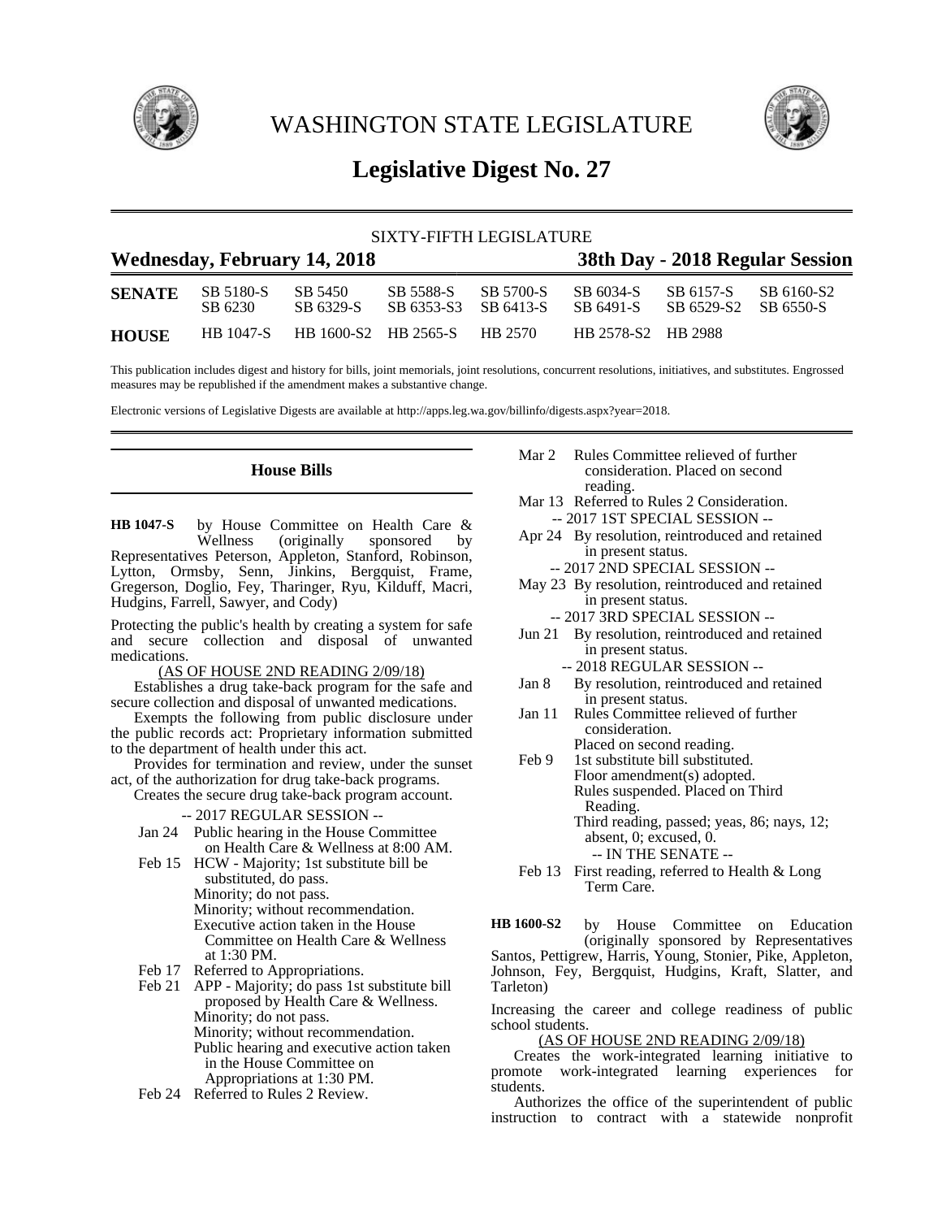# WASHINGTON STATE LEGISLATURE

## Legislative Digest No. 27

SIXTY-FIFTH LEGISLATURE

**Wednesday, February 14, 2018** **38th Day - 2018 Regular Session**

| | | | | | | | |
|---|---|---|---|---|---|---|---|
| **SENATE** | SB 5180-S | SB 5450 | SB 5588-S | SB 5700-S | SB 6034-S | SB 6157-S | SB 6160-S2 |
| | SB 6230 | SB 6329-S | SB 6353-S3 | SB 6413-S | SB 6491-S | SB 6529-S2 | SB 6550-S |
| **HOUSE** | HB 1047-S | HB 1600-S2 | HB 2565-S | HB 2570 | HB 2578-S2 | HB 2988 | |

This publication includes digest and history for bills, joint memorials, joint resolutions, concurrent resolutions, initiatives, and substitutes. Engrossed measures may be republished if the amendment makes a substantive change.

Electronic versions of Legislative Digests are available at http://apps.leg.wa.gov/billinfo/digests.aspx?year=2018.

## House Bills

**HB 1047-S** by House Committee on Health Care & Wellness (originally sponsored by Representatives Peterson, Appleton, Stanford, Robinson, Lytton, Ormsby, Senn, Jinkins, Bergquist, Frame, Gregerson, Doglio, Fey, Tharinger, Ryu, Kilduff, Macri, Hudgins, Farrell, Sawyer, and Cody)

Protecting the public's health by creating a system for safe and secure collection and disposal of unwanted medications.

(AS OF HOUSE 2ND READING 2/09/18)

Establishes a drug take-back program for the safe and secure collection and disposal of unwanted medications.

Exempts the following from public disclosure under the public records act: Proprietary information submitted to the department of health under this act.

Provides for termination and review, under the sunset act, of the authorization for drug take-back programs.

Creates the secure drug take-back program account.

-- 2017 REGULAR SESSION --

Jan 24 Public hearing in the House Committee on Health Care & Wellness at 8:00 AM.

Feb 15 HCW - Majority; 1st substitute bill be substituted, do pass.
Minority; do not pass.
Minority; without recommendation.
Executive action taken in the House Committee on Health Care & Wellness at 1:30 PM.

Feb 17 Referred to Appropriations.

Feb 21 APP - Majority; do pass 1st substitute bill proposed by Health Care & Wellness.
Minority; do not pass.
Minority; without recommendation.
Public hearing and executive action taken in the House Committee on Appropriations at 1:30 PM.

Feb 24 Referred to Rules 2 Review.

Mar 2 Rules Committee relieved of further consideration. Placed on second reading.

Mar 13 Referred to Rules 2 Consideration.

-- 2017 1ST SPECIAL SESSION --

Apr 24 By resolution, reintroduced and retained in present status.

-- 2017 2ND SPECIAL SESSION --

May 23 By resolution, reintroduced and retained in present status.

-- 2017 3RD SPECIAL SESSION --

Jun 21 By resolution, reintroduced and retained in present status.

-- 2018 REGULAR SESSION --

Jan 8 By resolution, reintroduced and retained in present status.

Jan 11 Rules Committee relieved of further consideration.
Placed on second reading.

Feb 9 1st substitute bill substituted.
Floor amendment(s) adopted.
Rules suspended. Placed on Third Reading.
Third reading, passed; yeas, 86; nays, 12; absent, 0; excused, 0.

-- IN THE SENATE --

Feb 13 First reading, referred to Health & Long Term Care.

**HB 1600-S2** by House Committee on Education (originally sponsored by Representatives Santos, Pettigrew, Harris, Young, Stonier, Pike, Appleton, Johnson, Fey, Bergquist, Hudgins, Kraft, Slatter, and Tarleton)

Increasing the career and college readiness of public school students.

(AS OF HOUSE 2ND READING 2/09/18)

Creates the work-integrated learning initiative to promote work-integrated learning experiences for students.

Authorizes the office of the superintendent of public instruction to contract with a statewide nonprofit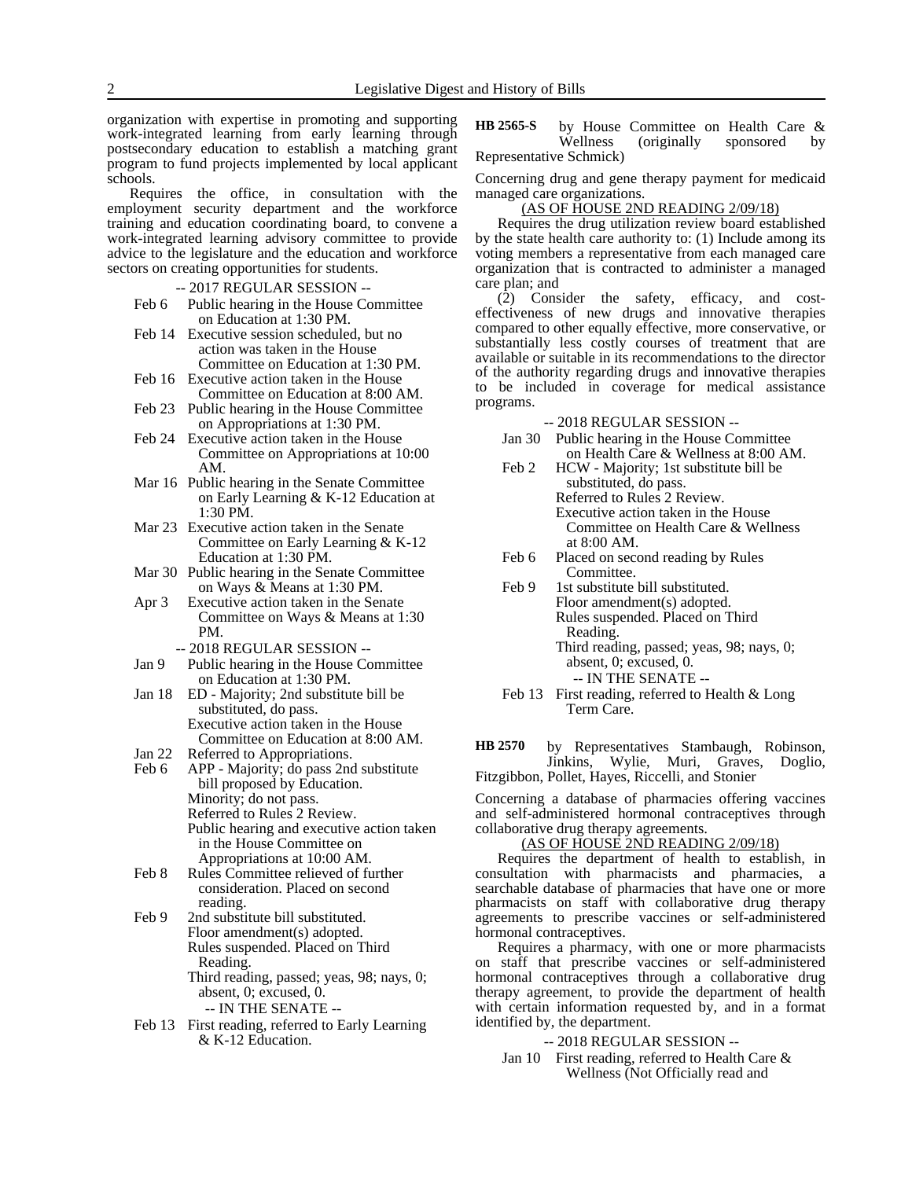organization with expertise in promoting and supporting work-integrated learning from early learning through postsecondary education to establish a matching grant program to fund projects implemented by local applicant schools.

Requires the office, in consultation with the employment security department and the workforce training and education coordinating board, to convene a work-integrated learning advisory committee to provide advice to the legislature and the education and workforce sectors on creating opportunities for students.

-- 2017 REGULAR SESSION --

- Feb 6 Public hearing in the House Committee on Education at 1:30 PM.
- Feb 14 Executive session scheduled, but no action was taken in the House Committee on Education at 1:30 PM.
- Feb 16 Executive action taken in the House Committee on Education at 8:00 AM.
- Feb 23 Public hearing in the House Committee on Appropriations at 1:30 PM.
- Feb 24 Executive action taken in the House Committee on Appropriations at 10:00 AM.
- Mar 16 Public hearing in the Senate Committee on Early Learning & K-12 Education at 1:30 PM.
- Mar 23 Executive action taken in the Senate Committee on Early Learning & K-12 Education at 1:30 PM.
- Mar 30 Public hearing in the Senate Committee on Ways & Means at 1:30 PM.
- Apr 3 Executive action taken in the Senate Committee on Ways & Means at 1:30 PM.

-- 2018 REGULAR SESSION --

- Jan 9 Public hearing in the House Committee on Education at 1:30 PM.
- Jan 18 ED - Majority; 2nd substitute bill be substituted, do pass.
  Executive action taken in the House Committee on Education at 8:00 AM.
- Jan 22 Referred to Appropriations.
- Feb 6 APP - Majority; do pass 2nd substitute bill proposed by Education.
  Minority; do not pass.
  Referred to Rules 2 Review.
  Public hearing and executive action taken in the House Committee on Appropriations at 10:00 AM.
- Feb 8 Rules Committee relieved of further consideration. Placed on second reading.
- Feb 9 2nd substitute bill substituted.
  Floor amendment(s) adopted.
  Rules suspended. Placed on Third Reading.
  Third reading, passed; yeas, 98; nays, 0; absent, 0; excused, 0.

-- IN THE SENATE --

- Feb 13 First reading, referred to Early Learning & K-12 Education.

**HB 2565-S** by House Committee on Health Care & Wellness (originally sponsored by Representative Schmick)

Concerning drug and gene therapy payment for medicaid managed care organizations.

(AS OF HOUSE 2ND READING 2/09/18)

Requires the drug utilization review board established by the state health care authority to: (1) Include among its voting members a representative from each managed care organization that is contracted to administer a managed care plan; and

(2) Consider the safety, efficacy, and cost-effectiveness of new drugs and innovative therapies compared to other equally effective, more conservative, or substantially less costly courses of treatment that are available or suitable in its recommendations to the director of the authority regarding drugs and innovative therapies to be included in coverage for medical assistance programs.

-- 2018 REGULAR SESSION --

- Jan 30 Public hearing in the House Committee on Health Care & Wellness at 8:00 AM.
- Feb 2 HCW - Majority; 1st substitute bill be substituted, do pass.
  Referred to Rules 2 Review.
  Executive action taken in the House Committee on Health Care & Wellness at 8:00 AM.
- Feb 6 Placed on second reading by Rules Committee.
- Feb 9 1st substitute bill substituted.
  Floor amendment(s) adopted.
  Rules suspended. Placed on Third Reading.
  Third reading, passed; yeas, 98; nays, 0; absent, 0; excused, 0.

-- IN THE SENATE --

- Feb 13 First reading, referred to Health & Long Term Care.

**HB 2570** by Representatives Stambaugh, Robinson, Jinkins, Wylie, Muri, Graves, Doglio, Fitzgibbon, Pollet, Hayes, Riccelli, and Stonier

Concerning a database of pharmacies offering vaccines and self-administered hormonal contraceptives through collaborative drug therapy agreements.

(AS OF HOUSE 2ND READING 2/09/18)

Requires the department of health to establish, in consultation with pharmacists and pharmacies, a searchable database of pharmacies that have one or more pharmacists on staff with collaborative drug therapy agreements to prescribe vaccines or self-administered hormonal contraceptives.

Requires a pharmacy, with one or more pharmacists on staff that prescribe vaccines or self-administered hormonal contraceptives through a collaborative drug therapy agreement, to provide the department of health with certain information requested by, and in a format identified by, the department.

-- 2018 REGULAR SESSION --

- Jan 10 First reading, referred to Health Care & Wellness (Not Officially read and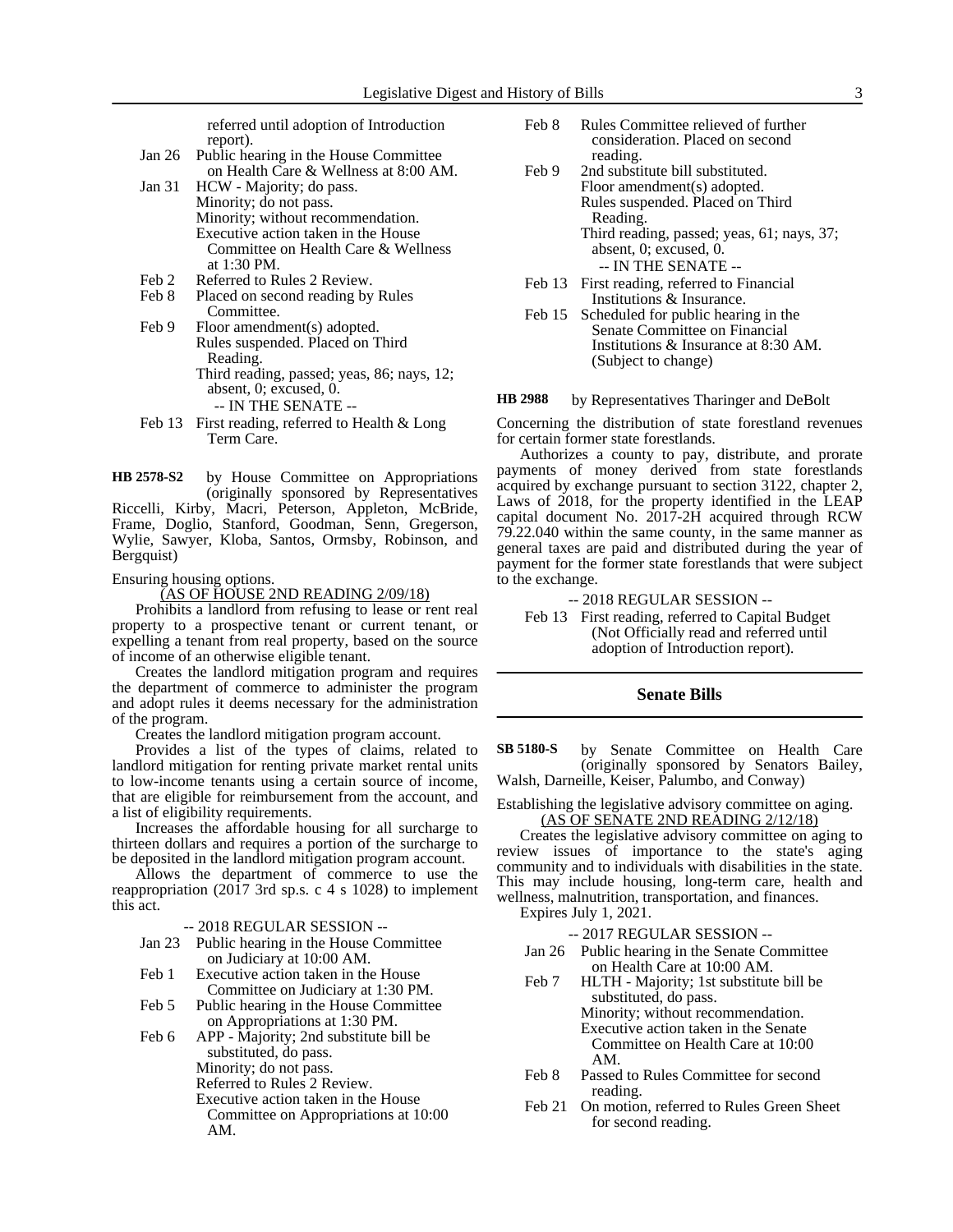referred until adoption of Introduction report).

Jan 26 Public hearing in the House Committee on Health Care & Wellness at 8:00 AM.

Jan 31 HCW - Majority; do pass.
Minority; do not pass.
Minority; without recommendation.
Executive action taken in the House Committee on Health Care & Wellness at 1:30 PM.

Feb 2 Referred to Rules 2 Review.

Feb 8 Placed on second reading by Rules Committee.

Feb 9 Floor amendment(s) adopted.
Rules suspended. Placed on Third Reading.
Third reading, passed; yeas, 86; nays, 12; absent, 0; excused, 0.

-- IN THE SENATE --

Feb 13 First reading, referred to Health & Long Term Care.

**HB 2578-S2** by House Committee on Appropriations (originally sponsored by Representatives Riccelli, Kirby, Macri, Peterson, Appleton, McBride, Frame, Doglio, Stanford, Goodman, Senn, Gregerson, Wylie, Sawyer, Kloba, Santos, Ormsby, Robinson, and Bergquist)

Ensuring housing options.

(AS OF HOUSE 2ND READING 2/09/18)

Prohibits a landlord from refusing to lease or rent real property to a prospective tenant or current tenant, or expelling a tenant from real property, based on the source of income of an otherwise eligible tenant.

Creates the landlord mitigation program and requires the department of commerce to administer the program and adopt rules it deems necessary for the administration of the program.

Creates the landlord mitigation program account.

Provides a list of the types of claims, related to landlord mitigation for renting private market rental units to low-income tenants using a certain source of income, that are eligible for reimbursement from the account, and a list of eligibility requirements.

Increases the affordable housing for all surcharge to thirteen dollars and requires a portion of the surcharge to be deposited in the landlord mitigation program account.

Allows the department of commerce to use the reappropriation (2017 3rd sp.s. c 4 s 1028) to implement this act.

-- 2018 REGULAR SESSION --

Jan 23 Public hearing in the House Committee on Judiciary at 10:00 AM.

Feb 1 Executive action taken in the House Committee on Judiciary at 1:30 PM.

Feb 5 Public hearing in the House Committee on Appropriations at 1:30 PM.

Feb 6 APP - Majority; 2nd substitute bill be substituted, do pass.
Minority; do not pass.
Referred to Rules 2 Review.
Executive action taken in the House Committee on Appropriations at 10:00 AM.

Feb 8 Rules Committee relieved of further consideration. Placed on second reading.

Feb 9 2nd substitute bill substituted.
Floor amendment(s) adopted.
Rules suspended. Placed on Third Reading.
Third reading, passed; yeas, 61; nays, 37; absent, 0; excused, 0.

-- IN THE SENATE --

Feb 13 First reading, referred to Financial Institutions & Insurance.

Feb 15 Scheduled for public hearing in the Senate Committee on Financial Institutions & Insurance at 8:30 AM. (Subject to change)

**HB 2988** by Representatives Tharinger and DeBolt

Concerning the distribution of state forestland revenues for certain former state forestlands.

Authorizes a county to pay, distribute, and prorate payments of money derived from state forestlands acquired by exchange pursuant to section 3122, chapter 2, Laws of 2018, for the property identified in the LEAP capital document No. 2017-2H acquired through RCW 79.22.040 within the same county, in the same manner as general taxes are paid and distributed during the year of payment for the former state forestlands that were subject to the exchange.

-- 2018 REGULAR SESSION --

Feb 13 First reading, referred to Capital Budget (Not Officially read and referred until adoption of Introduction report).

## Senate Bills

**SB 5180-S** by Senate Committee on Health Care (originally sponsored by Senators Bailey, Walsh, Darneille, Keiser, Palumbo, and Conway)

Establishing the legislative advisory committee on aging.

(AS OF SENATE 2ND READING 2/12/18)

Creates the legislative advisory committee on aging to review issues of importance to the state's aging community and to individuals with disabilities in the state. This may include housing, long-term care, health and wellness, malnutrition, transportation, and finances.

Expires July 1, 2021.

-- 2017 REGULAR SESSION --

Jan 26 Public hearing in the Senate Committee on Health Care at 10:00 AM.

Feb 7 HLTH - Majority; 1st substitute bill be substituted, do pass.
Minority; without recommendation.
Executive action taken in the Senate Committee on Health Care at 10:00 AM.

Feb 8 Passed to Rules Committee for second reading.

Feb 21 On motion, referred to Rules Green Sheet for second reading.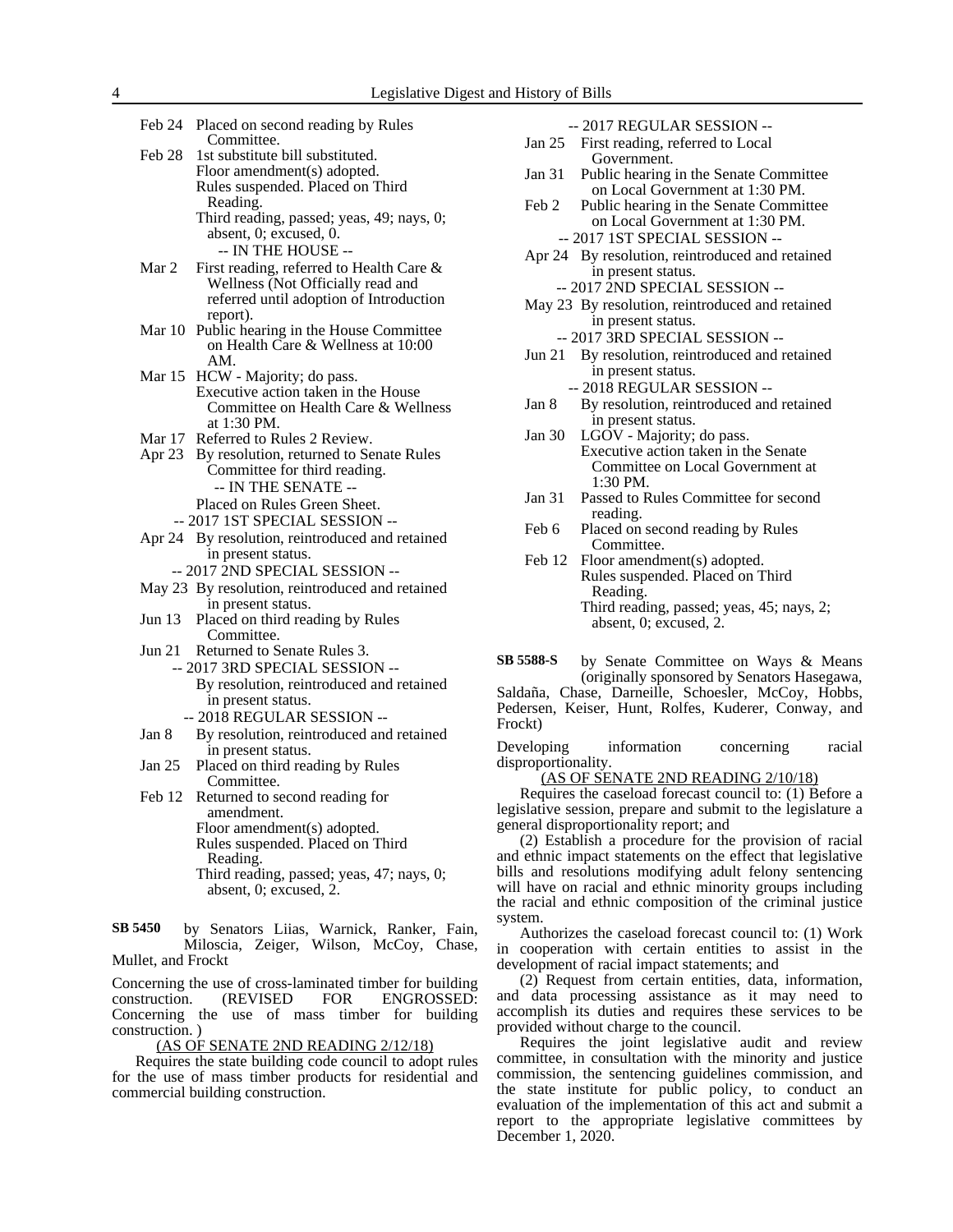Feb 24 Placed on second reading by Rules Committee.

Feb 28 1st substitute bill substituted.
Floor amendment(s) adopted.
Rules suspended. Placed on Third Reading.
Third reading, passed; yeas, 49; nays, 0; absent, 0; excused, 0.

-- IN THE HOUSE --

Mar 2 First reading, referred to Health Care & Wellness (Not Officially read and referred until adoption of Introduction report).

Mar 10 Public hearing in the House Committee on Health Care & Wellness at 10:00 AM.

Mar 15 HCW - Majority; do pass.
Executive action taken in the House Committee on Health Care & Wellness at 1:30 PM.

Mar 17 Referred to Rules 2 Review.

Apr 23 By resolution, returned to Senate Rules Committee for third reading.

-- IN THE SENATE --

Placed on Rules Green Sheet.

-- 2017 1ST SPECIAL SESSION --

Apr 24 By resolution, reintroduced and retained in present status.

-- 2017 2ND SPECIAL SESSION --

May 23 By resolution, reintroduced and retained in present status.

Jun 13 Placed on third reading by Rules Committee.

Jun 21 Returned to Senate Rules 3.

-- 2017 3RD SPECIAL SESSION --

By resolution, reintroduced and retained in present status.

-- 2018 REGULAR SESSION --

Jan 8 By resolution, reintroduced and retained in present status.

Jan 25 Placed on third reading by Rules Committee.

Feb 12 Returned to second reading for amendment.
Floor amendment(s) adopted.
Rules suspended. Placed on Third Reading.
Third reading, passed; yeas, 47; nays, 0; absent, 0; excused, 2.

**SB 5450** by Senators Liias, Warnick, Ranker, Fain, Miloscia, Zeiger, Wilson, McCoy, Chase, Mullet, and Frockt

Concerning the use of cross-laminated timber for building construction. (REVISED FOR ENGROSSED: Concerning the use of mass timber for building construction. )

(AS OF SENATE 2ND READING 2/12/18)

Requires the state building code council to adopt rules for the use of mass timber products for residential and commercial building construction.

-- 2017 REGULAR SESSION --

Jan 25 First reading, referred to Local Government.

Jan 31 Public hearing in the Senate Committee on Local Government at 1:30 PM.

Feb 2 Public hearing in the Senate Committee on Local Government at 1:30 PM.

-- 2017 1ST SPECIAL SESSION --

Apr 24 By resolution, reintroduced and retained in present status.

-- 2017 2ND SPECIAL SESSION --

May 23 By resolution, reintroduced and retained in present status.

-- 2017 3RD SPECIAL SESSION --

Jun 21 By resolution, reintroduced and retained in present status.

-- 2018 REGULAR SESSION --

Jan 8 By resolution, reintroduced and retained in present status.

Jan 30 LGOV - Majority; do pass.
Executive action taken in the Senate Committee on Local Government at 1:30 PM.

Jan 31 Passed to Rules Committee for second reading.

Feb 6 Placed on second reading by Rules Committee.

Feb 12 Floor amendment(s) adopted.
Rules suspended. Placed on Third Reading.
Third reading, passed; yeas, 45; nays, 2; absent, 0; excused, 2.

**SB 5588-S** by Senate Committee on Ways & Means (originally sponsored by Senators Hasegawa, Saldaña, Chase, Darneille, Schoesler, McCoy, Hobbs, Pedersen, Keiser, Hunt, Rolfes, Kuderer, Conway, and Frockt)

Developing information concerning racial disproportionality.

(AS OF SENATE 2ND READING 2/10/18)

Requires the caseload forecast council to: (1) Before a legislative session, prepare and submit to the legislature a general disproportionality report; and

(2) Establish a procedure for the provision of racial and ethnic impact statements on the effect that legislative bills and resolutions modifying adult felony sentencing will have on racial and ethnic minority groups including the racial and ethnic composition of the criminal justice system.

Authorizes the caseload forecast council to: (1) Work in cooperation with certain entities to assist in the development of racial impact statements; and

(2) Request from certain entities, data, information, and data processing assistance as it may need to accomplish its duties and requires these services to be provided without charge to the council.

Requires the joint legislative audit and review committee, in consultation with the minority and justice commission, the sentencing guidelines commission, and the state institute for public policy, to conduct an evaluation of the implementation of this act and submit a report to the appropriate legislative committees by December 1, 2020.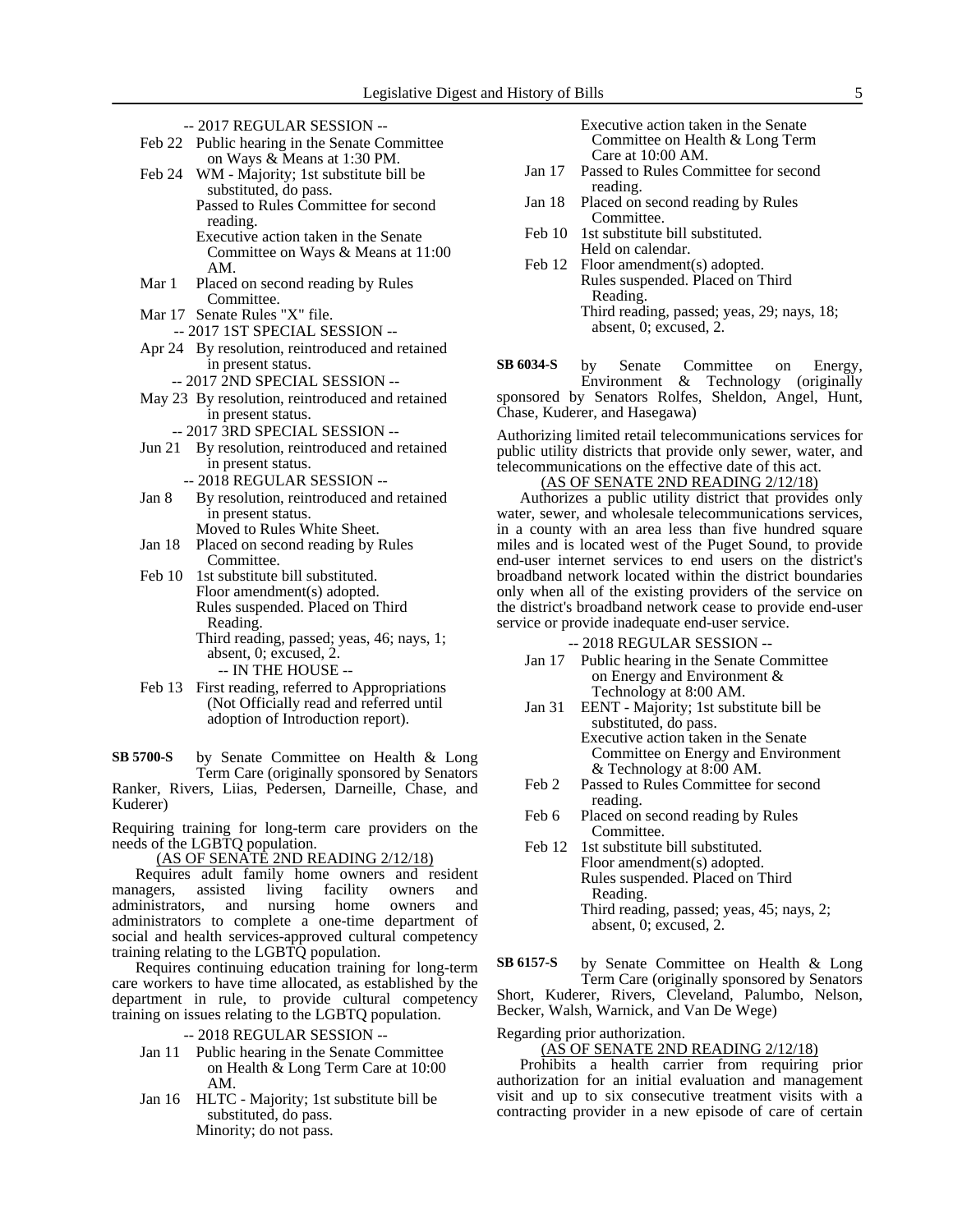-- 2017 REGULAR SESSION --

Feb 22 Public hearing in the Senate Committee on Ways & Means at 1:30 PM.

Feb 24 WM - Majority; 1st substitute bill be substituted, do pass.
Passed to Rules Committee for second reading.
Executive action taken in the Senate Committee on Ways & Means at 11:00 AM.

Mar 1 Placed on second reading by Rules Committee.

Mar 17 Senate Rules "X" file.

-- 2017 1ST SPECIAL SESSION --

Apr 24 By resolution, reintroduced and retained in present status.

-- 2017 2ND SPECIAL SESSION --

May 23 By resolution, reintroduced and retained in present status.

-- 2017 3RD SPECIAL SESSION --

Jun 21 By resolution, reintroduced and retained in present status.

-- 2018 REGULAR SESSION --

Jan 8 By resolution, reintroduced and retained in present status.
Moved to Rules White Sheet.

Jan 18 Placed on second reading by Rules Committee.

Feb 10 1st substitute bill substituted.
Floor amendment(s) adopted.
Rules suspended. Placed on Third Reading.
Third reading, passed; yeas, 46; nays, 1; absent, 0; excused, 2.

-- IN THE HOUSE --

Feb 13 First reading, referred to Appropriations (Not Officially read and referred until adoption of Introduction report).

**SB 5700-S** by Senate Committee on Health & Long Term Care (originally sponsored by Senators Ranker, Rivers, Liias, Pedersen, Darneille, Chase, and Kuderer)

Requiring training for long-term care providers on the needs of the LGBTQ population.

(AS OF SENATE 2ND READING 2/12/18)

Requires adult family home owners and resident managers, assisted living facility owners and administrators, and nursing home owners and administrators to complete a one-time department of social and health services-approved cultural competency training relating to the LGBTQ population.

Requires continuing education training for long-term care workers to have time allocated, as established by the department in rule, to provide cultural competency training on issues relating to the LGBTQ population.

-- 2018 REGULAR SESSION --

Jan 11 Public hearing in the Senate Committee on Health & Long Term Care at 10:00 AM.

Jan 16 HLTC - Majority; 1st substitute bill be substituted, do pass.
Minority; do not pass.
Executive action taken in the Senate Committee on Health & Long Term Care at 10:00 AM.

Jan 17 Passed to Rules Committee for second reading.

Jan 18 Placed on second reading by Rules Committee.

Feb 10 1st substitute bill substituted.
Held on calendar.

Feb 12 Floor amendment(s) adopted.
Rules suspended. Placed on Third Reading.
Third reading, passed; yeas, 29; nays, 18; absent, 0; excused, 2.

**SB 6034-S** by Senate Committee on Energy, Environment & Technology (originally sponsored by Senators Rolfes, Sheldon, Angel, Hunt, Chase, Kuderer, and Hasegawa)

Authorizing limited retail telecommunications services for public utility districts that provide only sewer, water, and telecommunications on the effective date of this act.

(AS OF SENATE 2ND READING 2/12/18)

Authorizes a public utility district that provides only water, sewer, and wholesale telecommunications services, in a county with an area less than five hundred square miles and is located west of the Puget Sound, to provide end-user internet services to end users on the district's broadband network located within the district boundaries only when all of the existing providers of the service on the district's broadband network cease to provide end-user service or provide inadequate end-user service.

-- 2018 REGULAR SESSION --

Jan 17 Public hearing in the Senate Committee on Energy and Environment & Technology at 8:00 AM.

Jan 31 EENT - Majority; 1st substitute bill be substituted, do pass.
Executive action taken in the Senate Committee on Energy and Environment & Technology at 8:00 AM.

Feb 2 Passed to Rules Committee for second reading.

Feb 6 Placed on second reading by Rules Committee.

Feb 12 1st substitute bill substituted.
Floor amendment(s) adopted.
Rules suspended. Placed on Third Reading.
Third reading, passed; yeas, 45; nays, 2; absent, 0; excused, 2.

**SB 6157-S** by Senate Committee on Health & Long Term Care (originally sponsored by Senators Short, Kuderer, Rivers, Cleveland, Palumbo, Nelson, Becker, Walsh, Warnick, and Van De Wege)

Regarding prior authorization.

(AS OF SENATE 2ND READING 2/12/18)

Prohibits a health carrier from requiring prior authorization for an initial evaluation and management visit and up to six consecutive treatment visits with a contracting provider in a new episode of care of certain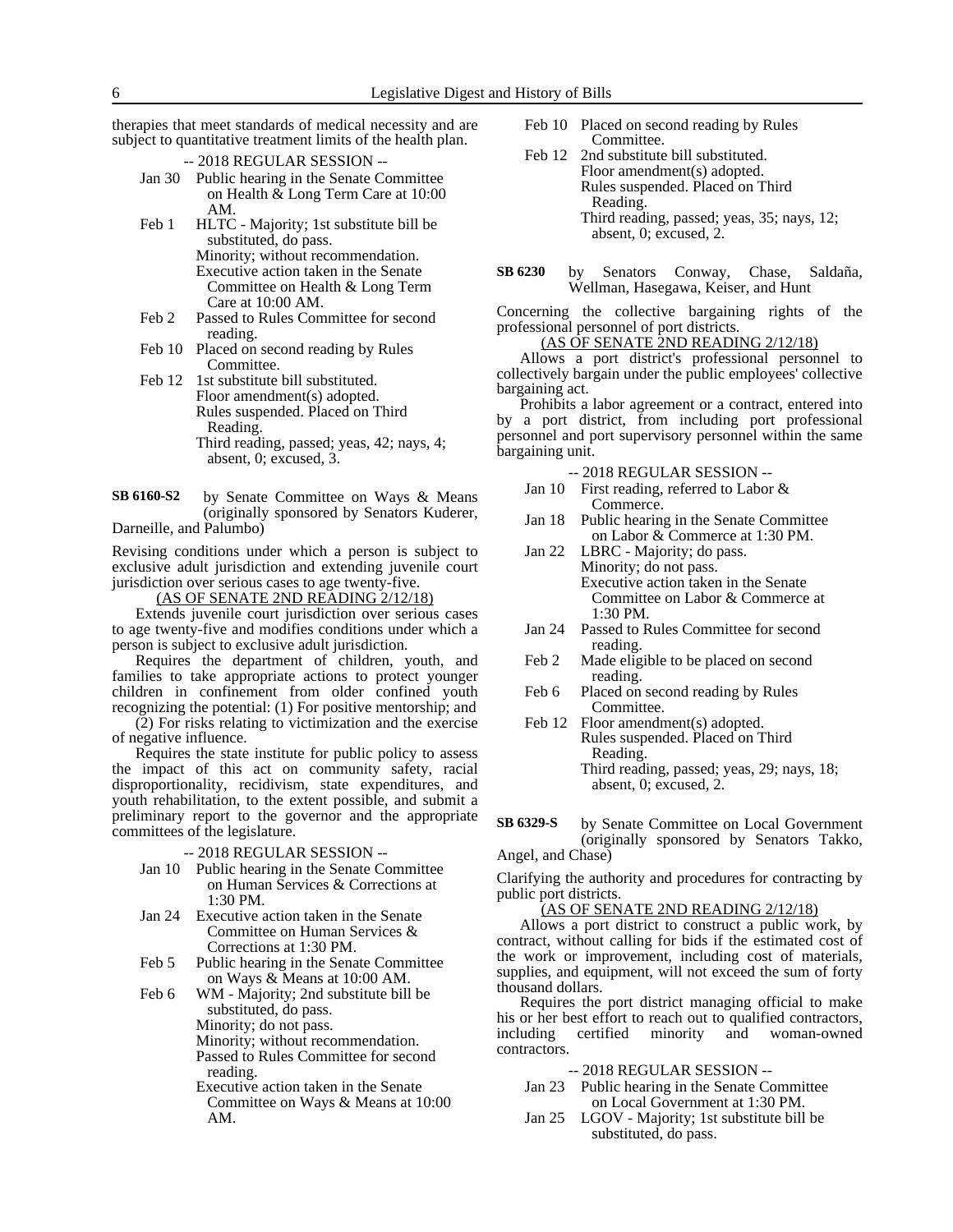therapies that meet standards of medical necessity and are subject to quantitative treatment limits of the health plan.

-- 2018 REGULAR SESSION --

- Jan 30 Public hearing in the Senate Committee on Health & Long Term Care at 10:00 AM.
- Feb 1 HLTC - Majority; 1st substitute bill be substituted, do pass.
  Minority; without recommendation.
  Executive action taken in the Senate Committee on Health & Long Term Care at 10:00 AM.
- Feb 2 Passed to Rules Committee for second reading.
- Feb 10 Placed on second reading by Rules Committee.
- Feb 12 1st substitute bill substituted.
  Floor amendment(s) adopted.
  Rules suspended. Placed on Third Reading.
  Third reading, passed; yeas, 42; nays, 4; absent, 0; excused, 3.

**SB 6160-S2** by Senate Committee on Ways & Means (originally sponsored by Senators Kuderer, Darneille, and Palumbo)

Revising conditions under which a person is subject to exclusive adult jurisdiction and extending juvenile court jurisdiction over serious cases to age twenty-five.

(AS OF SENATE 2ND READING 2/12/18)

Extends juvenile court jurisdiction over serious cases to age twenty-five and modifies conditions under which a person is subject to exclusive adult jurisdiction.

Requires the department of children, youth, and families to take appropriate actions to protect younger children in confinement from older confined youth recognizing the potential: (1) For positive mentorship; and (2) For risks relating to victimization and the exercise of negative influence.

Requires the state institute for public policy to assess the impact of this act on community safety, racial disproportionality, recidivism, state expenditures, and youth rehabilitation, to the extent possible, and submit a preliminary report to the governor and the appropriate committees of the legislature.

-- 2018 REGULAR SESSION --

- Jan 10 Public hearing in the Senate Committee on Human Services & Corrections at 1:30 PM.
- Jan 24 Executive action taken in the Senate Committee on Human Services & Corrections at 1:30 PM.
- Feb 5 Public hearing in the Senate Committee on Ways & Means at 10:00 AM.
- Feb 6 WM - Majority; 2nd substitute bill be substituted, do pass.
  Minority; do not pass.
  Minority; without recommendation.
  Passed to Rules Committee for second reading.
  Executive action taken in the Senate Committee on Ways & Means at 10:00 AM.
- Feb 10 Placed on second reading by Rules Committee.
- Feb 12 2nd substitute bill substituted.
  Floor amendment(s) adopted.
  Rules suspended. Placed on Third Reading.
  Third reading, passed; yeas, 35; nays, 12; absent, 0; excused, 2.

**SB 6230** by Senators Conway, Chase, Saldaña, Wellman, Hasegawa, Keiser, and Hunt

Concerning the collective bargaining rights of the professional personnel of port districts.

(AS OF SENATE 2ND READING 2/12/18)

Allows a port district's professional personnel to collectively bargain under the public employees' collective bargaining act.

Prohibits a labor agreement or a contract, entered into by a port district, from including port professional personnel and port supervisory personnel within the same bargaining unit.

-- 2018 REGULAR SESSION --

- Jan 10 First reading, referred to Labor & Commerce.
- Jan 18 Public hearing in the Senate Committee on Labor & Commerce at 1:30 PM.
- Jan 22 LBRC - Majority; do pass.
  Minority; do not pass.
  Executive action taken in the Senate Committee on Labor & Commerce at 1:30 PM.
- Jan 24 Passed to Rules Committee for second reading.
- Feb 2 Made eligible to be placed on second reading.
- Feb 6 Placed on second reading by Rules Committee.
- Feb 12 Floor amendment(s) adopted.
  Rules suspended. Placed on Third Reading.
  Third reading, passed; yeas, 29; nays, 18; absent, 0; excused, 2.

**SB 6329-S** by Senate Committee on Local Government (originally sponsored by Senators Takko, Angel, and Chase)

Clarifying the authority and procedures for contracting by public port districts.

(AS OF SENATE 2ND READING 2/12/18)

Allows a port district to construct a public work, by contract, without calling for bids if the estimated cost of the work or improvement, including cost of materials, supplies, and equipment, will not exceed the sum of forty thousand dollars.

Requires the port district managing official to make his or her best effort to reach out to qualified contractors, including certified minority and woman-owned contractors.

-- 2018 REGULAR SESSION --

- Jan 23 Public hearing in the Senate Committee on Local Government at 1:30 PM.
- Jan 25 LGOV - Majority; 1st substitute bill be substituted, do pass.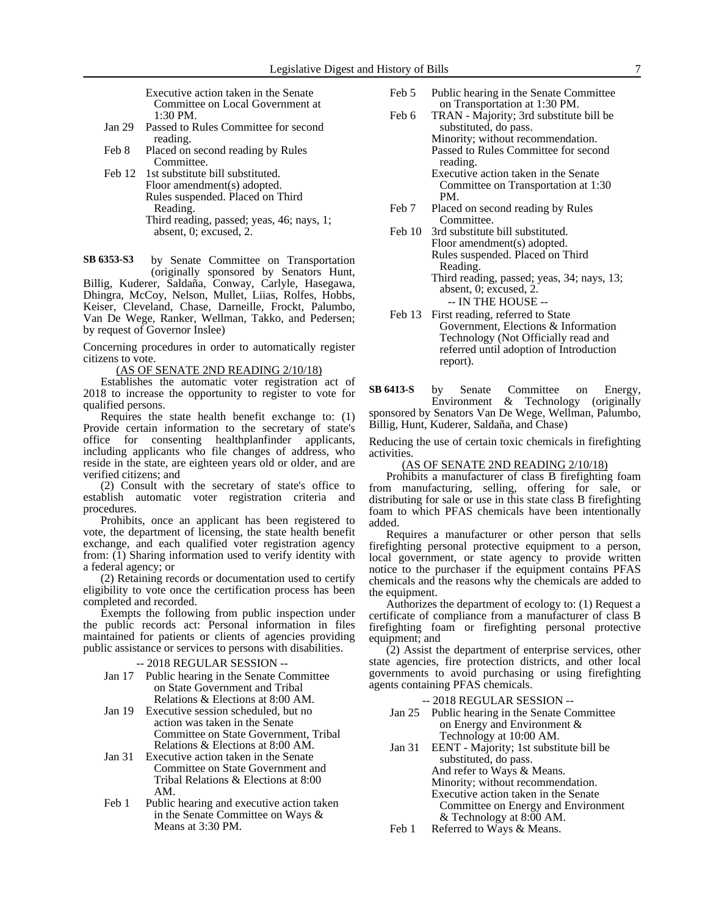Executive action taken in the Senate Committee on Local Government at 1:30 PM.

Jan 29 Passed to Rules Committee for second reading.

Feb 8 Placed on second reading by Rules Committee.

Feb 12 1st substitute bill substituted.
Floor amendment(s) adopted.
Rules suspended. Placed on Third Reading.
Third reading, passed; yeas, 46; nays, 1; absent, 0; excused, 2.

**SB 6353-S3** by Senate Committee on Transportation (originally sponsored by Senators Hunt, Billig, Kuderer, Saldaña, Conway, Carlyle, Hasegawa, Dhingra, McCoy, Nelson, Mullet, Liias, Rolfes, Hobbs, Keiser, Cleveland, Chase, Darneille, Frockt, Palumbo, Van De Wege, Ranker, Wellman, Takko, and Pedersen; by request of Governor Inslee)

Concerning procedures in order to automatically register citizens to vote.

(AS OF SENATE 2ND READING 2/10/18)

Establishes the automatic voter registration act of 2018 to increase the opportunity to register to vote for qualified persons.

Requires the state health benefit exchange to: (1) Provide certain information to the secretary of state's office for consenting healthplanfinder applicants, including applicants who file changes of address, who reside in the state, are eighteen years old or older, and are verified citizens; and

(2) Consult with the secretary of state's office to establish automatic voter registration criteria and procedures.

Prohibits, once an applicant has been registered to vote, the department of licensing, the state health benefit exchange, and each qualified voter registration agency from: (1) Sharing information used to verify identity with a federal agency; or

(2) Retaining records or documentation used to certify eligibility to vote once the certification process has been completed and recorded.

Exempts the following from public inspection under the public records act: Personal information in files maintained for patients or clients of agencies providing public assistance or services to persons with disabilities.

-- 2018 REGULAR SESSION --

Jan 17 Public hearing in the Senate Committee on State Government and Tribal Relations & Elections at 8:00 AM.

Jan 19 Executive session scheduled, but no action was taken in the Senate Committee on State Government, Tribal Relations & Elections at 8:00 AM.

Jan 31 Executive action taken in the Senate Committee on State Government and Tribal Relations & Elections at 8:00 AM.

Feb 1 Public hearing and executive action taken in the Senate Committee on Ways & Means at 3:30 PM.

Feb 5 Public hearing in the Senate Committee on Transportation at 1:30 PM.

Feb 6 TRAN - Majority; 3rd substitute bill be substituted, do pass.
Minority; without recommendation.
Passed to Rules Committee for second reading.
Executive action taken in the Senate Committee on Transportation at 1:30 PM.

Feb 7 Placed on second reading by Rules Committee.

Feb 10 3rd substitute bill substituted.
Floor amendment(s) adopted.
Rules suspended. Placed on Third Reading.
Third reading, passed; yeas, 34; nays, 13; absent, 0; excused, 2.

-- IN THE HOUSE --

Feb 13 First reading, referred to State Government, Elections & Information Technology (Not Officially read and referred until adoption of Introduction report).

**SB 6413-S** by Senate Committee on Energy, Environment & Technology (originally sponsored by Senators Van De Wege, Wellman, Palumbo, Billig, Hunt, Kuderer, Saldaña, and Chase)

Reducing the use of certain toxic chemicals in firefighting activities.

(AS OF SENATE 2ND READING 2/10/18)

Prohibits a manufacturer of class B firefighting foam from manufacturing, selling, offering for sale, or distributing for sale or use in this state class B firefighting foam to which PFAS chemicals have been intentionally added.

Requires a manufacturer or other person that sells firefighting personal protective equipment to a person, local government, or state agency to provide written notice to the purchaser if the equipment contains PFAS chemicals and the reasons why the chemicals are added to the equipment.

Authorizes the department of ecology to: (1) Request a certificate of compliance from a manufacturer of class B firefighting foam or firefighting personal protective equipment; and

(2) Assist the department of enterprise services, other state agencies, fire protection districts, and other local governments to avoid purchasing or using firefighting agents containing PFAS chemicals.

-- 2018 REGULAR SESSION --

Jan 25 Public hearing in the Senate Committee on Energy and Environment & Technology at 10:00 AM.

Jan 31 EENT - Majority; 1st substitute bill be substituted, do pass.
And refer to Ways & Means.
Minority; without recommendation.
Executive action taken in the Senate Committee on Energy and Environment & Technology at 8:00 AM.

Feb 1 Referred to Ways & Means.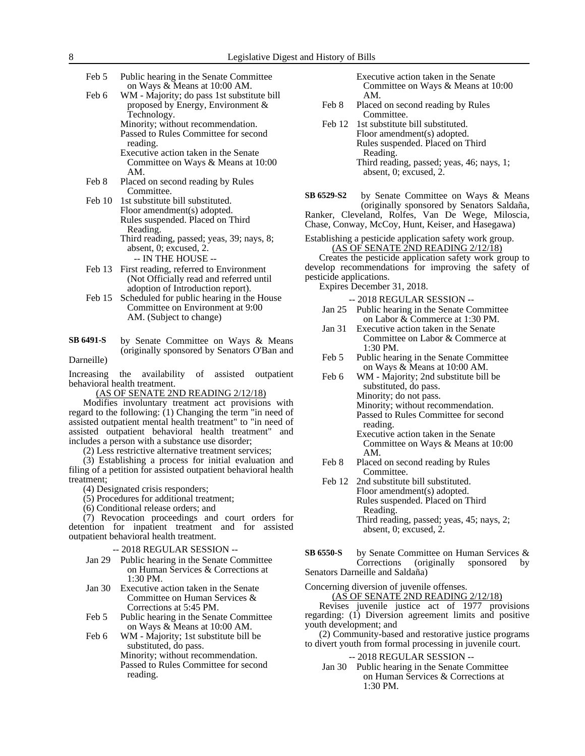Feb 5 Public hearing in the Senate Committee on Ways & Means at 10:00 AM.

Feb 6 WM - Majority; do pass 1st substitute bill proposed by Energy, Environment & Technology.
Minority; without recommendation.
Passed to Rules Committee for second reading.
Executive action taken in the Senate Committee on Ways & Means at 10:00 AM.

Feb 8 Placed on second reading by Rules Committee.

Feb 10 1st substitute bill substituted.
Floor amendment(s) adopted.
Rules suspended. Placed on Third Reading.
Third reading, passed; yeas, 39; nays, 8; absent, 0; excused, 2.

-- IN THE HOUSE --

Feb 13 First reading, referred to Environment (Not Officially read and referred until adoption of Introduction report).

Feb 15 Scheduled for public hearing in the House Committee on Environment at 9:00 AM. (Subject to change)

**SB 6491-S** by Senate Committee on Ways & Means (originally sponsored by Senators O'Ban and Darneille)

Increasing the availability of assisted outpatient behavioral health treatment.

(AS OF SENATE 2ND READING 2/12/18)

Modifies involuntary treatment act provisions with regard to the following: (1) Changing the term "in need of assisted outpatient mental health treatment" to "in need of assisted outpatient behavioral health treatment" and includes a person with a substance use disorder;

(2) Less restrictive alternative treatment services;

(3) Establishing a process for initial evaluation and filing of a petition for assisted outpatient behavioral health treatment;

(4) Designated crisis responders;

(5) Procedures for additional treatment;

(6) Conditional release orders; and

(7) Revocation proceedings and court orders for detention for inpatient treatment and for assisted outpatient behavioral health treatment.

-- 2018 REGULAR SESSION --

Jan 29 Public hearing in the Senate Committee on Human Services & Corrections at 1:30 PM.

Jan 30 Executive action taken in the Senate Committee on Human Services & Corrections at 5:45 PM.

Feb 5 Public hearing in the Senate Committee on Ways & Means at 10:00 AM.

Feb 6 WM - Majority; 1st substitute bill be substituted, do pass.
Minority; without recommendation.
Passed to Rules Committee for second reading.
Executive action taken in the Senate Committee on Ways & Means at 10:00 AM.

Feb 8 Placed on second reading by Rules Committee.

Feb 12 1st substitute bill substituted.
Floor amendment(s) adopted.
Rules suspended. Placed on Third Reading.
Third reading, passed; yeas, 46; nays, 1; absent, 0; excused, 2.

**SB 6529-S2** by Senate Committee on Ways & Means (originally sponsored by Senators Saldaña, Ranker, Cleveland, Rolfes, Van De Wege, Miloscia, Chase, Conway, McCoy, Hunt, Keiser, and Hasegawa)

Establishing a pesticide application safety work group.

(AS OF SENATE 2ND READING 2/12/18)

Creates the pesticide application safety work group to develop recommendations for improving the safety of pesticide applications.

Expires December 31, 2018.

-- 2018 REGULAR SESSION --

Jan 25 Public hearing in the Senate Committee on Labor & Commerce at 1:30 PM.

Jan 31 Executive action taken in the Senate Committee on Labor & Commerce at 1:30 PM.

Feb 5 Public hearing in the Senate Committee on Ways & Means at 10:00 AM.

Feb 6 WM - Majority; 2nd substitute bill be substituted, do pass.
Minority; do not pass.
Minority; without recommendation.
Passed to Rules Committee for second reading.
Executive action taken in the Senate Committee on Ways & Means at 10:00 AM.

Feb 8 Placed on second reading by Rules Committee.

Feb 12 2nd substitute bill substituted.
Floor amendment(s) adopted.
Rules suspended. Placed on Third Reading.
Third reading, passed; yeas, 45; nays, 2; absent, 0; excused, 2.

**SB 6550-S** by Senate Committee on Human Services & Corrections (originally sponsored by Senators Darneille and Saldaña)

Concerning diversion of juvenile offenses.

(AS OF SENATE 2ND READING 2/12/18)

Revises juvenile justice act of 1977 provisions regarding: (1) Diversion agreement limits and positive youth development; and

(2) Community-based and restorative justice programs to divert youth from formal processing in juvenile court.

-- 2018 REGULAR SESSION --

Jan 30 Public hearing in the Senate Committee on Human Services & Corrections at 1:30 PM.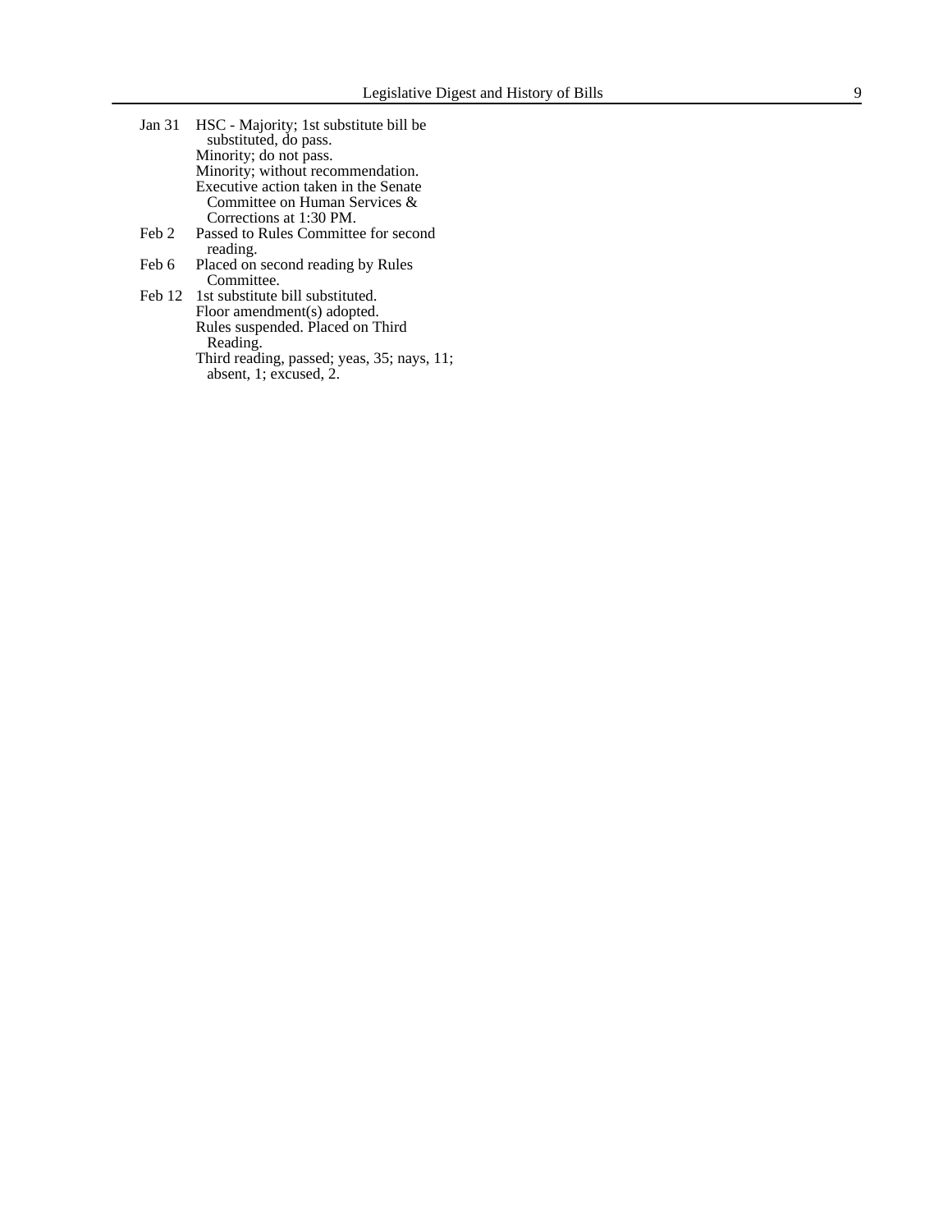Jan 31 HSC - Majority; 1st substitute bill be substituted, do pass.
Minority; do not pass.
Minority; without recommendation.
Executive action taken in the Senate Committee on Human Services & Corrections at 1:30 PM.

Feb 2 Passed to Rules Committee for second reading.

Feb 6 Placed on second reading by Rules Committee.

Feb 12 1st substitute bill substituted.
Floor amendment(s) adopted.
Rules suspended. Placed on Third Reading.
Third reading, passed; yeas, 35; nays, 11; absent, 1; excused, 2.